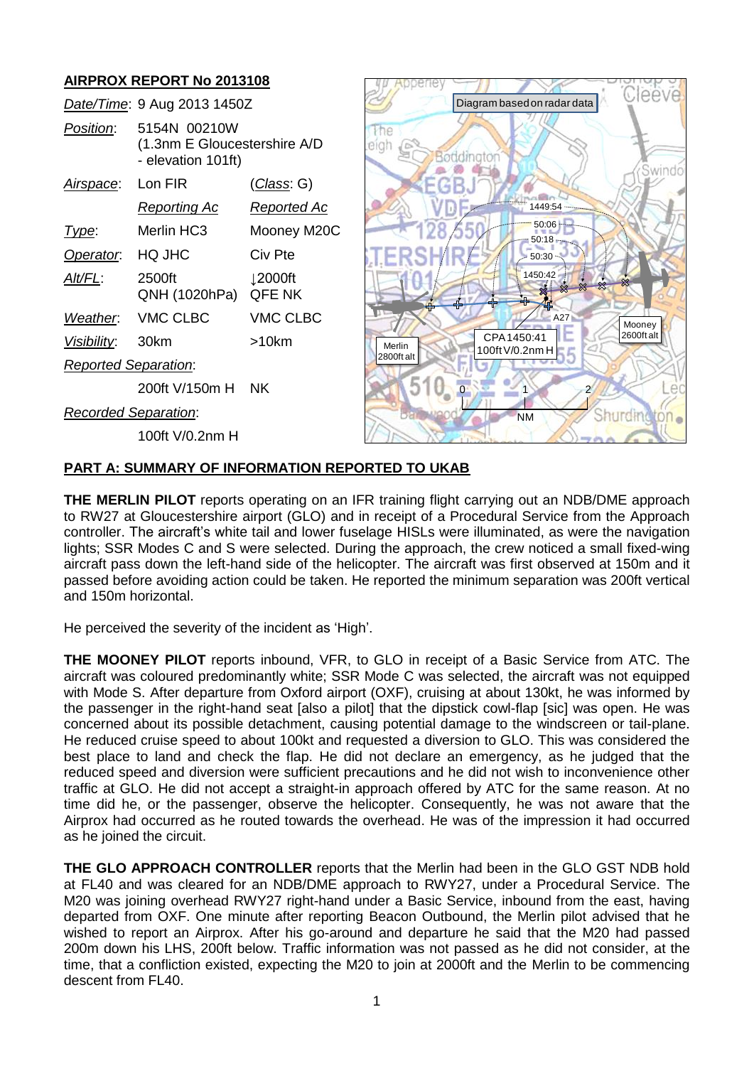## AIRPROX REPORT No 2013108

| | | |
|---|---|---|
| *Date/Time*: | 9 Aug 2013 1450Z | |
| *Position*: | 5154N 00210W (1.3nm E Gloucestershire A/D - elevation 101ft) | |
| *Airspace*: | Lon FIR | (*Class*: G) |
| | *Reporting Ac* | *Reported Ac* |
| *Type*: | Merlin HC3 | Mooney M20C |
| *Operator*: | HQ JHC | Civ Pte |
| *Alt/FL*: | 2500ft QNH (1020hPa) | ↓2000ft QFE NK |
| *Weather*: | VMC CLBC | VMC CLBC |
| *Visibility*: | 30km | >10km |
| *Reported Separation*: | | |
| | 200ft V/150m H | NK |
| *Recorded Separation*: | | |
| | 100ft V/0.2nm H | |

Diagram based on radar data

## PART A: SUMMARY OF INFORMATION REPORTED TO UKAB

**THE MERLIN PILOT** reports operating on an IFR training flight carrying out an NDB/DME approach to RW27 at Gloucestershire airport (GLO) and in receipt of a Procedural Service from the Approach controller. The aircraft's white tail and lower fuselage HISLs were illuminated, as were the navigation lights; SSR Modes C and S were selected. During the approach, the crew noticed a small fixed-wing aircraft pass down the left-hand side of the helicopter. The aircraft was first observed at 150m and it passed before avoiding action could be taken. He reported the minimum separation was 200ft vertical and 150m horizontal.

He perceived the severity of the incident as 'High'.

**THE MOONEY PILOT** reports inbound, VFR, to GLO in receipt of a Basic Service from ATC. The aircraft was coloured predominantly white; SSR Mode C was selected, the aircraft was not equipped with Mode S. After departure from Oxford airport (OXF), cruising at about 130kt, he was informed by the passenger in the right-hand seat [also a pilot] that the dipstick cowl-flap [sic] was open. He was concerned about its possible detachment, causing potential damage to the windscreen or tail-plane. He reduced cruise speed to about 100kt and requested a diversion to GLO. This was considered the best place to land and check the flap. He did not declare an emergency, as he judged that the reduced speed and diversion were sufficient precautions and he did not wish to inconvenience other traffic at GLO. He did not accept a straight-in approach offered by ATC for the same reason. At no time did he, or the passenger, observe the helicopter. Consequently, he was not aware that the Airprox had occurred as he routed towards the overhead. He was of the impression it had occurred as he joined the circuit.

**THE GLO APPROACH CONTROLLER** reports that the Merlin had been in the GLO GST NDB hold at FL40 and was cleared for an NDB/DME approach to RWY27, under a Procedural Service. The M20 was joining overhead RWY27 right-hand under a Basic Service, inbound from the east, having departed from OXF. One minute after reporting Beacon Outbound, the Merlin pilot advised that he wished to report an Airprox. After his go-around and departure he said that the M20 had passed 200m down his LHS, 200ft below. Traffic information was not passed as he did not consider, at the time, that a confliction existed, expecting the M20 to join at 2000ft and the Merlin to be commencing descent from FL40.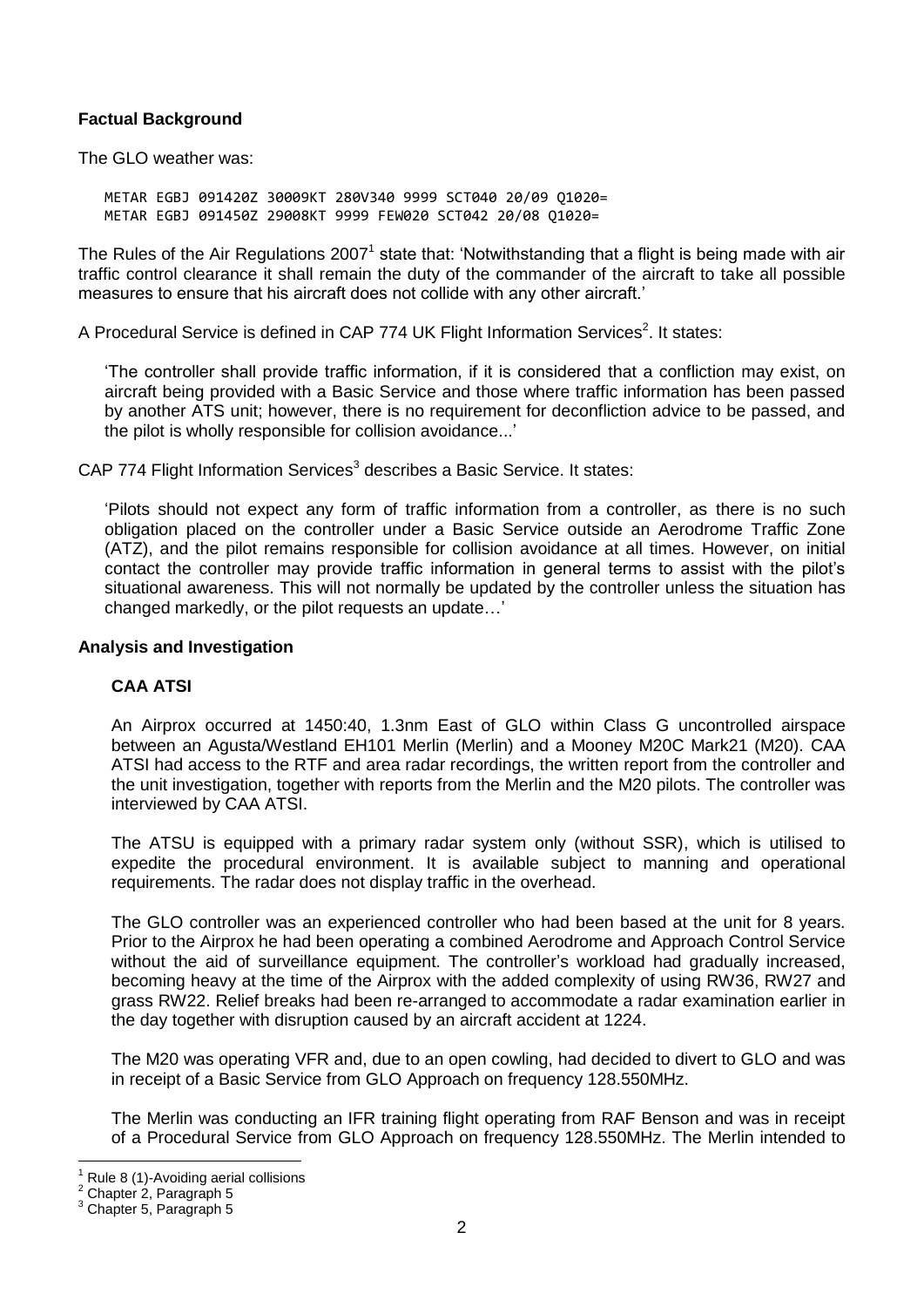**Factual Background**

The GLO weather was:

```
METAR EGBJ 091420Z 30009KT 280V340 9999 SCT040 20/09 Q1020=
METAR EGBJ 091450Z 29008KT 9999 FEW020 SCT042 20/08 Q1020=
```

The Rules of the Air Regulations 2007[1] state that: 'Notwithstanding that a flight is being made with air traffic control clearance it shall remain the duty of the commander of the aircraft to take all possible measures to ensure that his aircraft does not collide with any other aircraft.'

A Procedural Service is defined in CAP 774 UK Flight Information Services[2]. It states:

> 'The controller shall provide traffic information, if it is considered that a confliction may exist, on aircraft being provided with a Basic Service and those where traffic information has been passed by another ATS unit; however, there is no requirement for deconfliction advice to be passed, and the pilot is wholly responsible for collision avoidance...'

CAP 774 Flight Information Services[3] describes a Basic Service. It states:

> 'Pilots should not expect any form of traffic information from a controller, as there is no such obligation placed on the controller under a Basic Service outside an Aerodrome Traffic Zone (ATZ), and the pilot remains responsible for collision avoidance at all times. However, on initial contact the controller may provide traffic information in general terms to assist with the pilot's situational awareness. This will not normally be updated by the controller unless the situation has changed markedly, or the pilot requests an update…'

**Analysis and Investigation**

**CAA ATSI**

An Airprox occurred at 1450:40, 1.3nm East of GLO within Class G uncontrolled airspace between an Agusta/Westland EH101 Merlin (Merlin) and a Mooney M20C Mark21 (M20). CAA ATSI had access to the RTF and area radar recordings, the written report from the controller and the unit investigation, together with reports from the Merlin and the M20 pilots. The controller was interviewed by CAA ATSI.

The ATSU is equipped with a primary radar system only (without SSR), which is utilised to expedite the procedural environment. It is available subject to manning and operational requirements. The radar does not display traffic in the overhead.

The GLO controller was an experienced controller who had been based at the unit for 8 years. Prior to the Airprox he had been operating a combined Aerodrome and Approach Control Service without the aid of surveillance equipment. The controller's workload had gradually increased, becoming heavy at the time of the Airprox with the added complexity of using RW36, RW27 and grass RW22. Relief breaks had been re-arranged to accommodate a radar examination earlier in the day together with disruption caused by an aircraft accident at 1224.

The M20 was operating VFR and, due to an open cowling, had decided to divert to GLO and was in receipt of a Basic Service from GLO Approach on frequency 128.550MHz.

The Merlin was conducting an IFR training flight operating from RAF Benson and was in receipt of a Procedural Service from GLO Approach on frequency 128.550MHz. The Merlin intended to

---

[1] Rule 8 (1)-Avoiding aerial collisions

[2] Chapter 2, Paragraph 5

[3] Chapter 5, Paragraph 5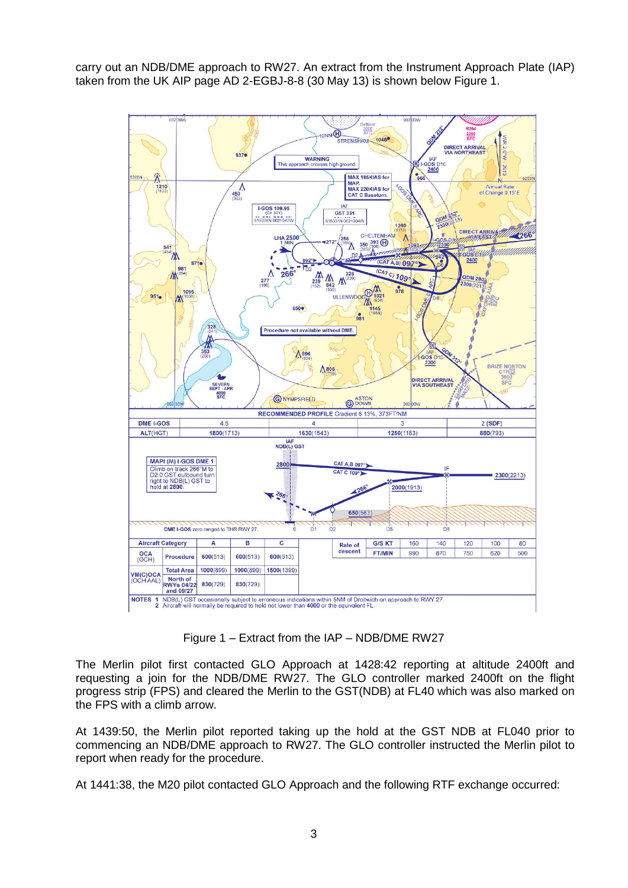carry out an NDB/DME approach to RW27. An extract from the Instrument Approach Plate (IAP) taken from the UK AIP page AD 2-EGBJ-8-8 (30 May 13) is shown below Figure 1.

Figure 1 – Extract from the IAP – NDB/DME RW27

The Merlin pilot first contacted GLO Approach at 1428:42 reporting at altitude 2400ft and requesting a join for the NDB/DME RW27. The GLO controller marked 2400ft on the flight progress strip (FPS) and cleared the Merlin to the GST(NDB) at FL40 which was also marked on the FPS with a climb arrow.

At 1439:50, the Merlin pilot reported taking up the hold at the GST NDB at FL040 prior to commencing an NDB/DME approach to RW27. The GLO controller instructed the Merlin pilot to report when ready for the procedure.

At 1441:38, the M20 pilot contacted GLO Approach and the following RTF exchange occurred: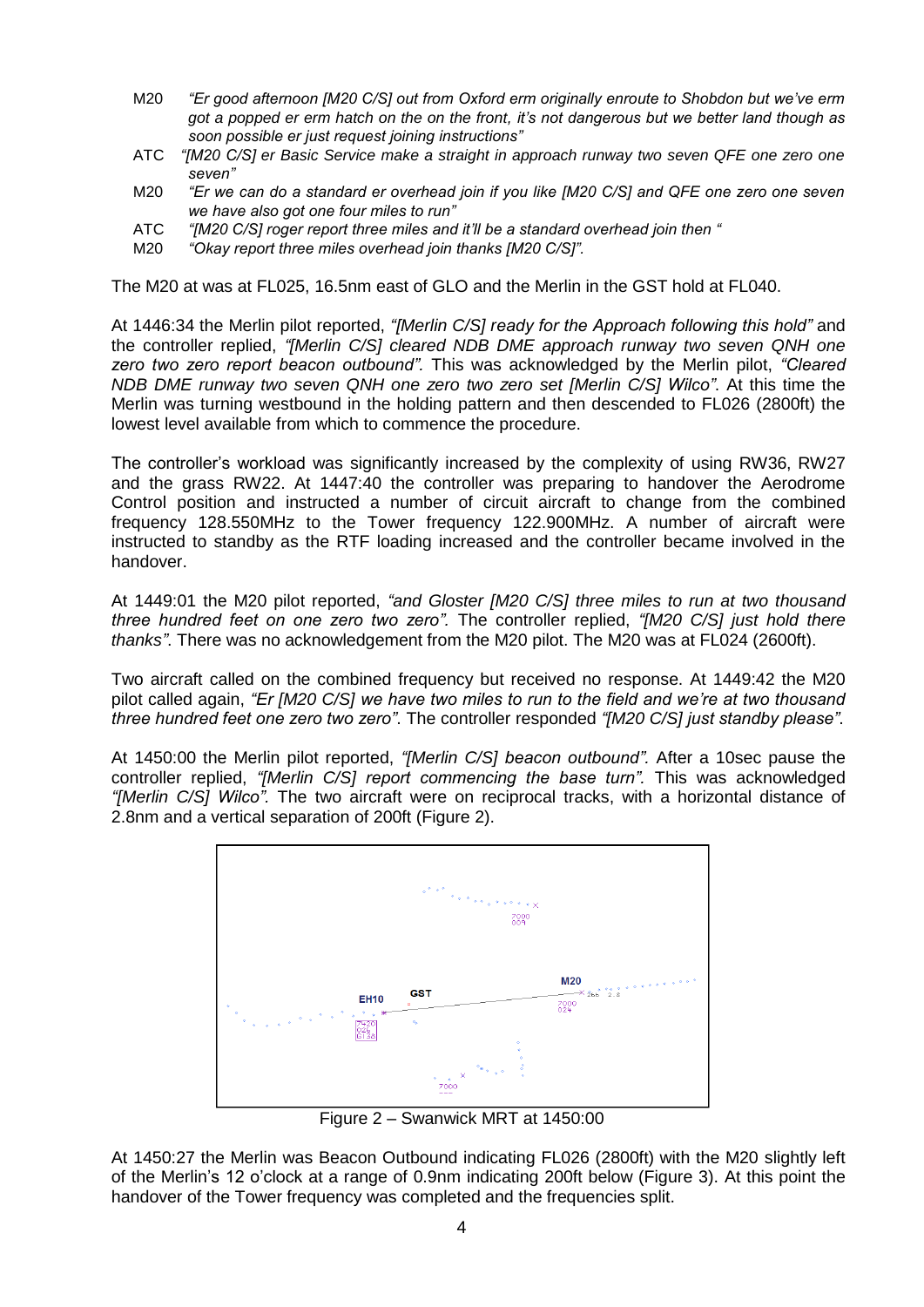M20 *"Er good afternoon [M20 C/S] out from Oxford erm originally enroute to Shobdon but we've erm got a popped er erm hatch on the on the front, it's not dangerous but we better land though as soon possible er just request joining instructions"*

ATC *"[M20 C/S] er Basic Service make a straight in approach runway two seven QFE one zero one seven"*

M20 *"Er we can do a standard er overhead join if you like [M20 C/S] and QFE one zero one seven we have also got one four miles to run"*

ATC *"[M20 C/S] roger report three miles and it'll be a standard overhead join then "*

M20 *"Okay report three miles overhead join thanks [M20 C/S]".*

The M20 at was at FL025, 16.5nm east of GLO and the Merlin in the GST hold at FL040.

At 1446:34 the Merlin pilot reported, *"[Merlin C/S] ready for the Approach following this hold"* and the controller replied, *"[Merlin C/S] cleared NDB DME approach runway two seven QNH one zero two zero report beacon outbound".* This was acknowledged by the Merlin pilot, *"Cleared NDB DME runway two seven QNH one zero two zero set [Merlin C/S] Wilco".* At this time the Merlin was turning westbound in the holding pattern and then descended to FL026 (2800ft) the lowest level available from which to commence the procedure.

The controller's workload was significantly increased by the complexity of using RW36, RW27 and the grass RW22. At 1447:40 the controller was preparing to handover the Aerodrome Control position and instructed a number of circuit aircraft to change from the combined frequency 128.550MHz to the Tower frequency 122.900MHz. A number of aircraft were instructed to standby as the RTF loading increased and the controller became involved in the handover.

At 1449:01 the M20 pilot reported, *"and Gloster [M20 C/S] three miles to run at two thousand three hundred feet on one zero two zero".* The controller replied, *"[M20 C/S] just hold there thanks".* There was no acknowledgement from the M20 pilot. The M20 was at FL024 (2600ft).

Two aircraft called on the combined frequency but received no response. At 1449:42 the M20 pilot called again, *"Er [M20 C/S] we have two miles to run to the field and we're at two thousand three hundred feet one zero two zero"*. The controller responded *"[M20 C/S] just standby please"*.

At 1450:00 the Merlin pilot reported, *"[Merlin C/S] beacon outbound".* After a 10sec pause the controller replied, *"[Merlin C/S] report commencing the base turn".* This was acknowledged *"[Merlin C/S] Wilco".* The two aircraft were on reciprocal tracks, with a horizontal distance of 2.8nm and a vertical separation of 200ft (Figure 2).

Figure 2 – Swanwick MRT at 1450:00

At 1450:27 the Merlin was Beacon Outbound indicating FL026 (2800ft) with the M20 slightly left of the Merlin's 12 o'clock at a range of 0.9nm indicating 200ft below (Figure 3). At this point the handover of the Tower frequency was completed and the frequencies split.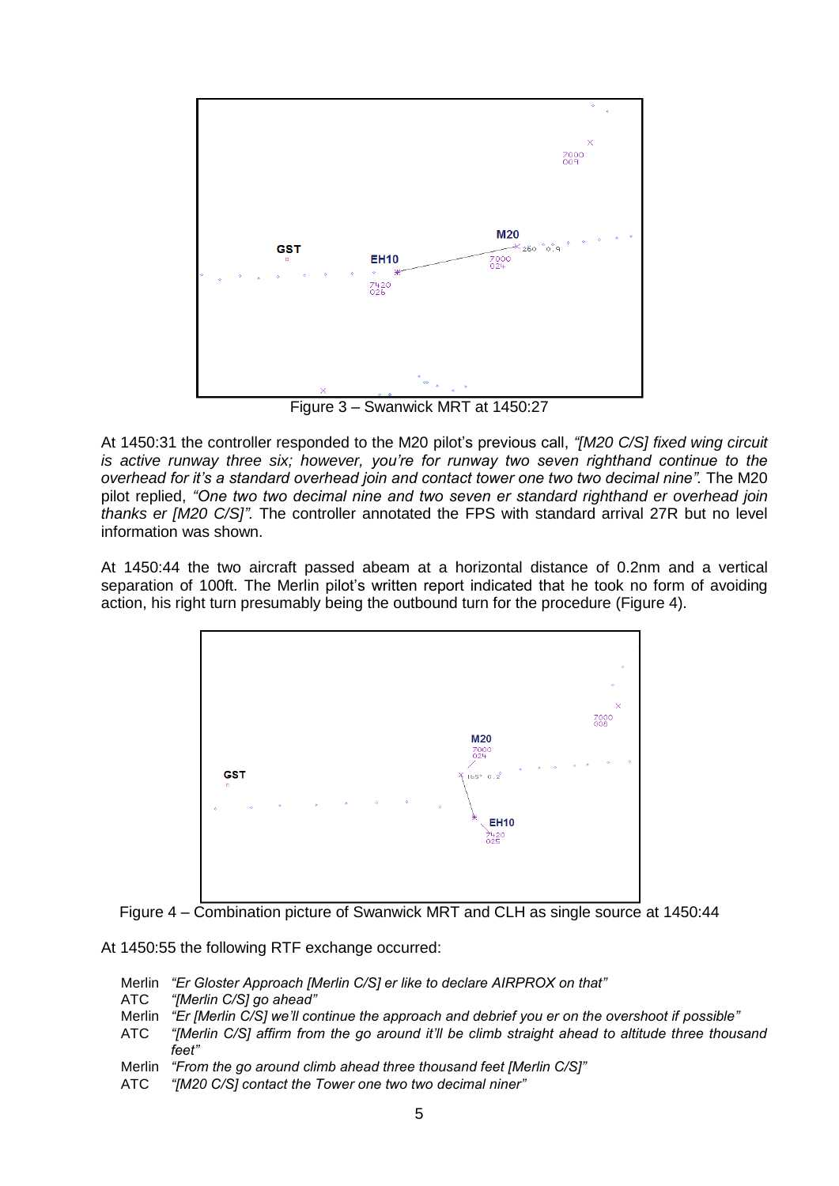Figure 3 – Swanwick MRT at 1450:27

At 1450:31 the controller responded to the M20 pilot's previous call, *"[M20 C/S] fixed wing circuit is active runway three six; however, you're for runway two seven righthand continue to the overhead for it's a standard overhead join and contact tower one two two decimal nine".* The M20 pilot replied, *"One two two decimal nine and two seven er standard righthand er overhead join thanks er [M20 C/S]".* The controller annotated the FPS with standard arrival 27R but no level information was shown.

At 1450:44 the two aircraft passed abeam at a horizontal distance of 0.2nm and a vertical separation of 100ft. The Merlin pilot's written report indicated that he took no form of avoiding action, his right turn presumably being the outbound turn for the procedure (Figure 4).

Figure 4 – Combination picture of Swanwick MRT and CLH as single source at 1450:44

At 1450:55 the following RTF exchange occurred:

| | |
|---|---|
| Merlin | *"Er Gloster Approach [Merlin C/S] er like to declare AIRPROX on that"* |
| ATC | *"[Merlin C/S] go ahead"* |
| Merlin | *"Er [Merlin C/S] we'll continue the approach and debrief you er on the overshoot if possible"* |
| ATC | *"[Merlin C/S] affirm from the go around it'll be climb straight ahead to altitude three thousand feet"* |
| Merlin | *"From the go around climb ahead three thousand feet [Merlin C/S]"* |
| ATC | *"[M20 C/S] contact the Tower one two two decimal niner"* |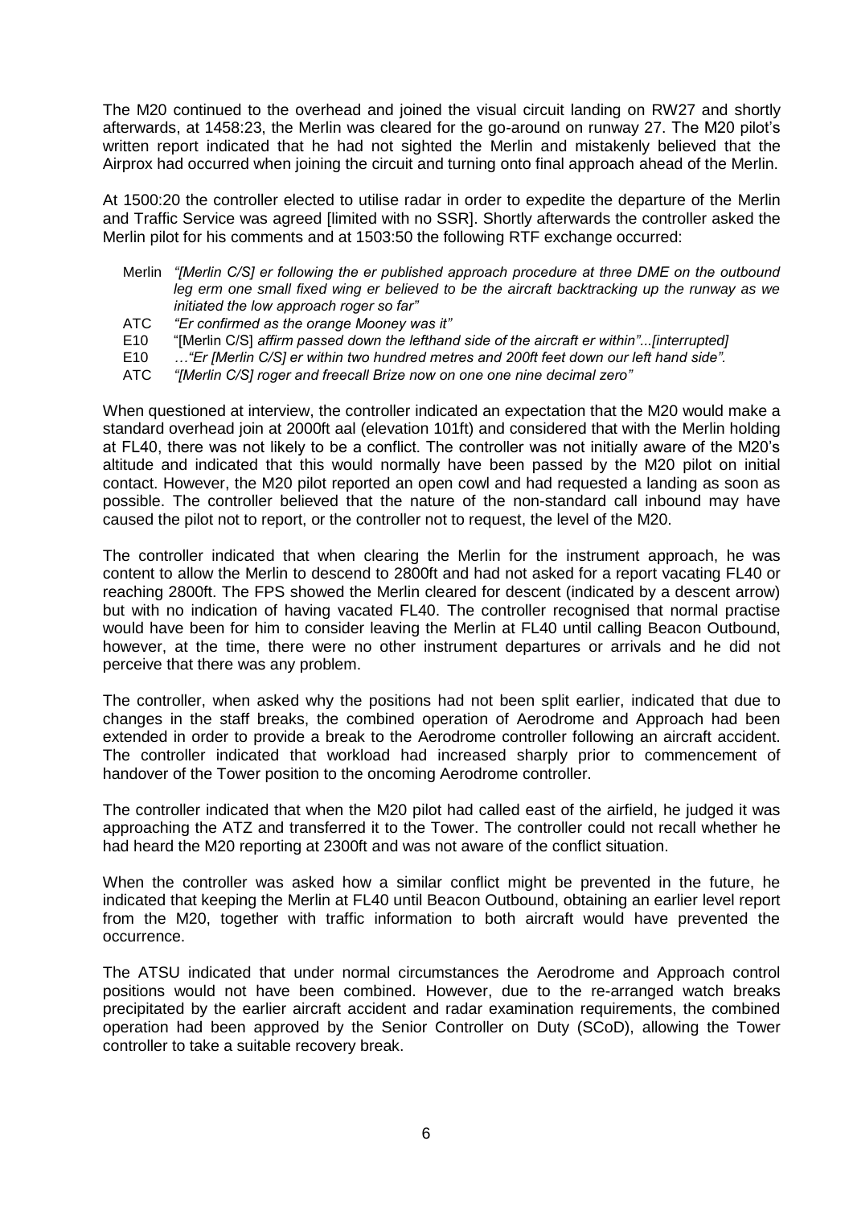The M20 continued to the overhead and joined the visual circuit landing on RW27 and shortly afterwards, at 1458:23, the Merlin was cleared for the go-around on runway 27. The M20 pilot's written report indicated that he had not sighted the Merlin and mistakenly believed that the Airprox had occurred when joining the circuit and turning onto final approach ahead of the Merlin.

At 1500:20 the controller elected to utilise radar in order to expedite the departure of the Merlin and Traffic Service was agreed [limited with no SSR]. Shortly afterwards the controller asked the Merlin pilot for his comments and at 1503:50 the following RTF exchange occurred:

Merlin *"[Merlin C/S] er following the er published approach procedure at three DME on the outbound leg erm one small fixed wing er believed to be the aircraft backtracking up the runway as we initiated the low approach roger so far"*

ATC *"Er confirmed as the orange Mooney was it"*

E10 "[Merlin C/S] *affirm passed down the lefthand side of the aircraft er within"...[interrupted]*

E10 *…"Er [Merlin C/S] er within two hundred metres and 200ft feet down our left hand side".*

ATC *"[Merlin C/S] roger and freecall Brize now on one one nine decimal zero"*

When questioned at interview, the controller indicated an expectation that the M20 would make a standard overhead join at 2000ft aal (elevation 101ft) and considered that with the Merlin holding at FL40, there was not likely to be a conflict. The controller was not initially aware of the M20's altitude and indicated that this would normally have been passed by the M20 pilot on initial contact. However, the M20 pilot reported an open cowl and had requested a landing as soon as possible. The controller believed that the nature of the non-standard call inbound may have caused the pilot not to report, or the controller not to request, the level of the M20.

The controller indicated that when clearing the Merlin for the instrument approach, he was content to allow the Merlin to descend to 2800ft and had not asked for a report vacating FL40 or reaching 2800ft. The FPS showed the Merlin cleared for descent (indicated by a descent arrow) but with no indication of having vacated FL40. The controller recognised that normal practise would have been for him to consider leaving the Merlin at FL40 until calling Beacon Outbound, however, at the time, there were no other instrument departures or arrivals and he did not perceive that there was any problem.

The controller, when asked why the positions had not been split earlier, indicated that due to changes in the staff breaks, the combined operation of Aerodrome and Approach had been extended in order to provide a break to the Aerodrome controller following an aircraft accident. The controller indicated that workload had increased sharply prior to commencement of handover of the Tower position to the oncoming Aerodrome controller.

The controller indicated that when the M20 pilot had called east of the airfield, he judged it was approaching the ATZ and transferred it to the Tower. The controller could not recall whether he had heard the M20 reporting at 2300ft and was not aware of the conflict situation.

When the controller was asked how a similar conflict might be prevented in the future, he indicated that keeping the Merlin at FL40 until Beacon Outbound, obtaining an earlier level report from the M20, together with traffic information to both aircraft would have prevented the occurrence.

The ATSU indicated that under normal circumstances the Aerodrome and Approach control positions would not have been combined. However, due to the re-arranged watch breaks precipitated by the earlier aircraft accident and radar examination requirements, the combined operation had been approved by the Senior Controller on Duty (SCoD), allowing the Tower controller to take a suitable recovery break.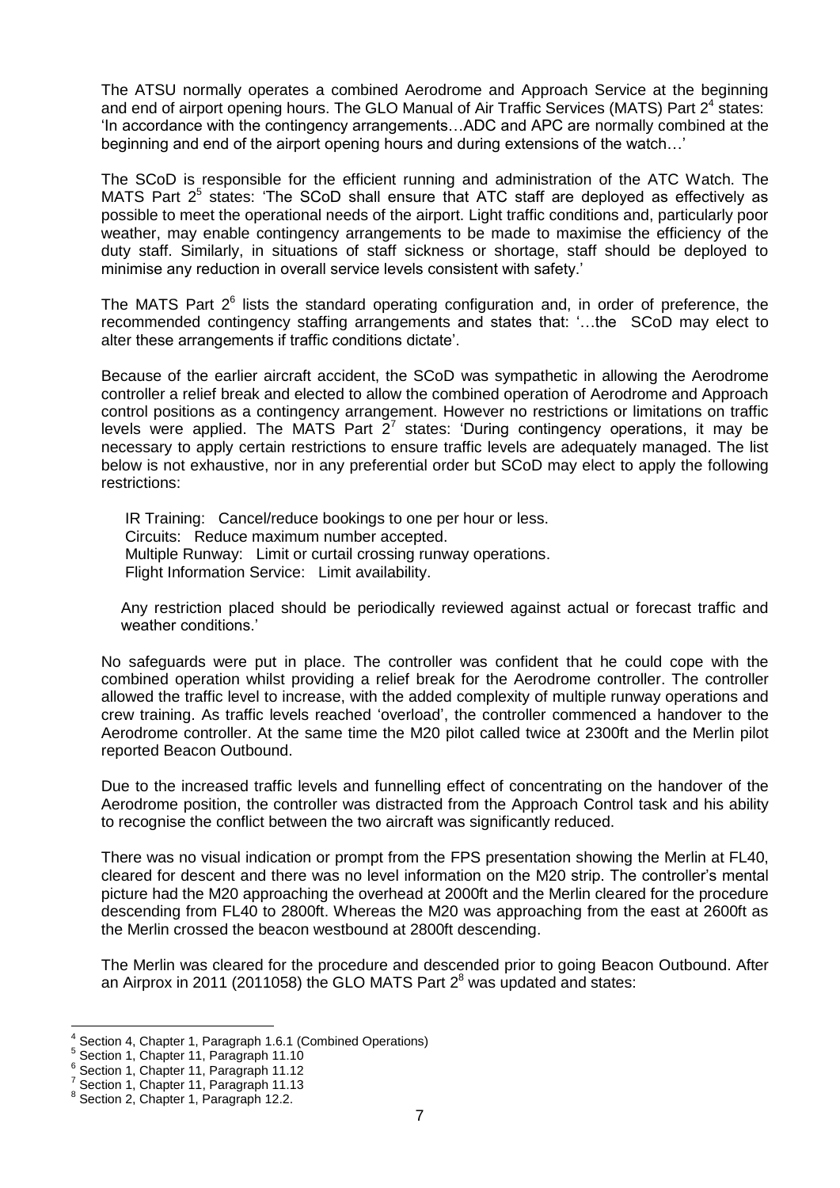The ATSU normally operates a combined Aerodrome and Approach Service at the beginning and end of airport opening hours. The GLO Manual of Air Traffic Services (MATS) Part 2[4] states: 'In accordance with the contingency arrangements…ADC and APC are normally combined at the beginning and end of the airport opening hours and during extensions of the watch…'

The SCoD is responsible for the efficient running and administration of the ATC Watch. The MATS Part 2[5] states: 'The SCoD shall ensure that ATC staff are deployed as effectively as possible to meet the operational needs of the airport. Light traffic conditions and, particularly poor weather, may enable contingency arrangements to be made to maximise the efficiency of the duty staff. Similarly, in situations of staff sickness or shortage, staff should be deployed to minimise any reduction in overall service levels consistent with safety.'

The MATS Part 2[6] lists the standard operating configuration and, in order of preference, the recommended contingency staffing arrangements and states that: '…the SCoD may elect to alter these arrangements if traffic conditions dictate'.

Because of the earlier aircraft accident, the SCoD was sympathetic in allowing the Aerodrome controller a relief break and elected to allow the combined operation of Aerodrome and Approach control positions as a contingency arrangement. However no restrictions or limitations on traffic levels were applied. The MATS Part 2[7] states: 'During contingency operations, it may be necessary to apply certain restrictions to ensure traffic levels are adequately managed. The list below is not exhaustive, nor in any preferential order but SCoD may elect to apply the following restrictions:

IR Training: Cancel/reduce bookings to one per hour or less.
Circuits: Reduce maximum number accepted.
Multiple Runway: Limit or curtail crossing runway operations.
Flight Information Service: Limit availability.

Any restriction placed should be periodically reviewed against actual or forecast traffic and weather conditions.'

No safeguards were put in place. The controller was confident that he could cope with the combined operation whilst providing a relief break for the Aerodrome controller. The controller allowed the traffic level to increase, with the added complexity of multiple runway operations and crew training. As traffic levels reached 'overload', the controller commenced a handover to the Aerodrome controller. At the same time the M20 pilot called twice at 2300ft and the Merlin pilot reported Beacon Outbound.

Due to the increased traffic levels and funnelling effect of concentrating on the handover of the Aerodrome position, the controller was distracted from the Approach Control task and his ability to recognise the conflict between the two aircraft was significantly reduced.

There was no visual indication or prompt from the FPS presentation showing the Merlin at FL40, cleared for descent and there was no level information on the M20 strip. The controller's mental picture had the M20 approaching the overhead at 2000ft and the Merlin cleared for the procedure descending from FL40 to 2800ft. Whereas the M20 was approaching from the east at 2600ft as the Merlin crossed the beacon westbound at 2800ft descending.

The Merlin was cleared for the procedure and descended prior to going Beacon Outbound. After an Airprox in 2011 (2011058) the GLO MATS Part 2[8] was updated and states:

---

[4] Section 4, Chapter 1, Paragraph 1.6.1 (Combined Operations)
[5] Section 1, Chapter 11, Paragraph 11.10
[6] Section 1, Chapter 11, Paragraph 11.12
[7] Section 1, Chapter 11, Paragraph 11.13
[8] Section 2, Chapter 1, Paragraph 12.2.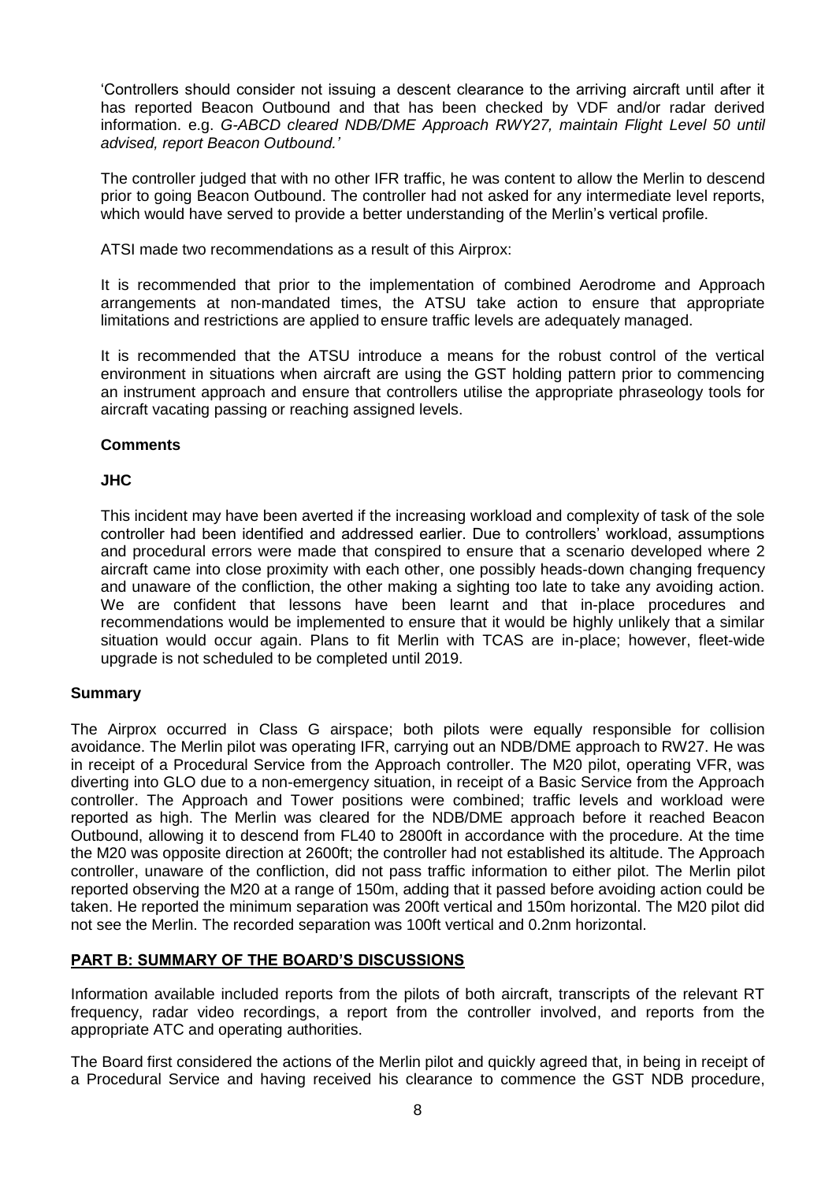'Controllers should consider not issuing a descent clearance to the arriving aircraft until after it has reported Beacon Outbound and that has been checked by VDF and/or radar derived information. e.g. *G-ABCD cleared NDB/DME Approach RWY27, maintain Flight Level 50 until advised, report Beacon Outbound.'*

The controller judged that with no other IFR traffic, he was content to allow the Merlin to descend prior to going Beacon Outbound. The controller had not asked for any intermediate level reports, which would have served to provide a better understanding of the Merlin's vertical profile.

ATSI made two recommendations as a result of this Airprox:

It is recommended that prior to the implementation of combined Aerodrome and Approach arrangements at non-mandated times, the ATSU take action to ensure that appropriate limitations and restrictions are applied to ensure traffic levels are adequately managed.

It is recommended that the ATSU introduce a means for the robust control of the vertical environment in situations when aircraft are using the GST holding pattern prior to commencing an instrument approach and ensure that controllers utilise the appropriate phraseology tools for aircraft vacating passing or reaching assigned levels.

### Comments

#### JHC

This incident may have been averted if the increasing workload and complexity of task of the sole controller had been identified and addressed earlier. Due to controllers' workload, assumptions and procedural errors were made that conspired to ensure that a scenario developed where 2 aircraft came into close proximity with each other, one possibly heads-down changing frequency and unaware of the confliction, the other making a sighting too late to take any avoiding action. We are confident that lessons have been learnt and that in-place procedures and recommendations would be implemented to ensure that it would be highly unlikely that a similar situation would occur again. Plans to fit Merlin with TCAS are in-place; however, fleet-wide upgrade is not scheduled to be completed until 2019.

### Summary

The Airprox occurred in Class G airspace; both pilots were equally responsible for collision avoidance. The Merlin pilot was operating IFR, carrying out an NDB/DME approach to RW27. He was in receipt of a Procedural Service from the Approach controller. The M20 pilot, operating VFR, was diverting into GLO due to a non-emergency situation, in receipt of a Basic Service from the Approach controller. The Approach and Tower positions were combined; traffic levels and workload were reported as high. The Merlin was cleared for the NDB/DME approach before it reached Beacon Outbound, allowing it to descend from FL40 to 2800ft in accordance with the procedure. At the time the M20 was opposite direction at 2600ft; the controller had not established its altitude. The Approach controller, unaware of the confliction, did not pass traffic information to either pilot. The Merlin pilot reported observing the M20 at a range of 150m, adding that it passed before avoiding action could be taken. He reported the minimum separation was 200ft vertical and 150m horizontal. The M20 pilot did not see the Merlin. The recorded separation was 100ft vertical and 0.2nm horizontal.

## PART B: SUMMARY OF THE BOARD'S DISCUSSIONS

Information available included reports from the pilots of both aircraft, transcripts of the relevant RT frequency, radar video recordings, a report from the controller involved, and reports from the appropriate ATC and operating authorities.

The Board first considered the actions of the Merlin pilot and quickly agreed that, in being in receipt of a Procedural Service and having received his clearance to commence the GST NDB procedure,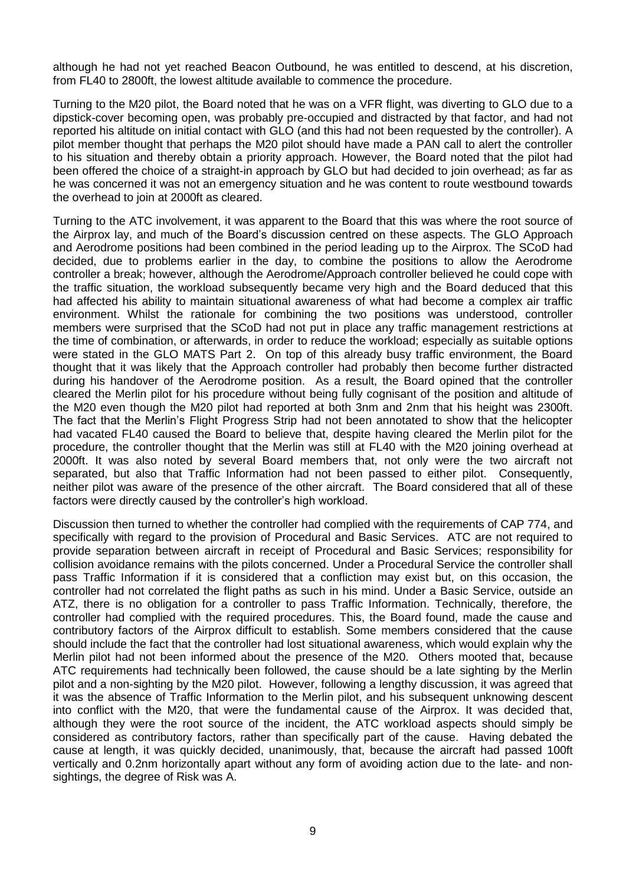although he had not yet reached Beacon Outbound, he was entitled to descend, at his discretion, from FL40 to 2800ft, the lowest altitude available to commence the procedure.

Turning to the M20 pilot, the Board noted that he was on a VFR flight, was diverting to GLO due to a dipstick-cover becoming open, was probably pre-occupied and distracted by that factor, and had not reported his altitude on initial contact with GLO (and this had not been requested by the controller). A pilot member thought that perhaps the M20 pilot should have made a PAN call to alert the controller to his situation and thereby obtain a priority approach. However, the Board noted that the pilot had been offered the choice of a straight-in approach by GLO but had decided to join overhead; as far as he was concerned it was not an emergency situation and he was content to route westbound towards the overhead to join at 2000ft as cleared.

Turning to the ATC involvement, it was apparent to the Board that this was where the root source of the Airprox lay, and much of the Board's discussion centred on these aspects. The GLO Approach and Aerodrome positions had been combined in the period leading up to the Airprox. The SCoD had decided, due to problems earlier in the day, to combine the positions to allow the Aerodrome controller a break; however, although the Aerodrome/Approach controller believed he could cope with the traffic situation, the workload subsequently became very high and the Board deduced that this had affected his ability to maintain situational awareness of what had become a complex air traffic environment. Whilst the rationale for combining the two positions was understood, controller members were surprised that the SCoD had not put in place any traffic management restrictions at the time of combination, or afterwards, in order to reduce the workload; especially as suitable options were stated in the GLO MATS Part 2. On top of this already busy traffic environment, the Board thought that it was likely that the Approach controller had probably then become further distracted during his handover of the Aerodrome position. As a result, the Board opined that the controller cleared the Merlin pilot for his procedure without being fully cognisant of the position and altitude of the M20 even though the M20 pilot had reported at both 3nm and 2nm that his height was 2300ft. The fact that the Merlin's Flight Progress Strip had not been annotated to show that the helicopter had vacated FL40 caused the Board to believe that, despite having cleared the Merlin pilot for the procedure, the controller thought that the Merlin was still at FL40 with the M20 joining overhead at 2000ft. It was also noted by several Board members that, not only were the two aircraft not separated, but also that Traffic Information had not been passed to either pilot. Consequently, neither pilot was aware of the presence of the other aircraft. The Board considered that all of these factors were directly caused by the controller's high workload.

Discussion then turned to whether the controller had complied with the requirements of CAP 774, and specifically with regard to the provision of Procedural and Basic Services. ATC are not required to provide separation between aircraft in receipt of Procedural and Basic Services; responsibility for collision avoidance remains with the pilots concerned. Under a Procedural Service the controller shall pass Traffic Information if it is considered that a confliction may exist but, on this occasion, the controller had not correlated the flight paths as such in his mind. Under a Basic Service, outside an ATZ, there is no obligation for a controller to pass Traffic Information. Technically, therefore, the controller had complied with the required procedures. This, the Board found, made the cause and contributory factors of the Airprox difficult to establish. Some members considered that the cause should include the fact that the controller had lost situational awareness, which would explain why the Merlin pilot had not been informed about the presence of the M20. Others mooted that, because ATC requirements had technically been followed, the cause should be a late sighting by the Merlin pilot and a non-sighting by the M20 pilot. However, following a lengthy discussion, it was agreed that it was the absence of Traffic Information to the Merlin pilot, and his subsequent unknowing descent into conflict with the M20, that were the fundamental cause of the Airprox. It was decided that, although they were the root source of the incident, the ATC workload aspects should simply be considered as contributory factors, rather than specifically part of the cause. Having debated the cause at length, it was quickly decided, unanimously, that, because the aircraft had passed 100ft vertically and 0.2nm horizontally apart without any form of avoiding action due to the late- and non-sightings, the degree of Risk was A.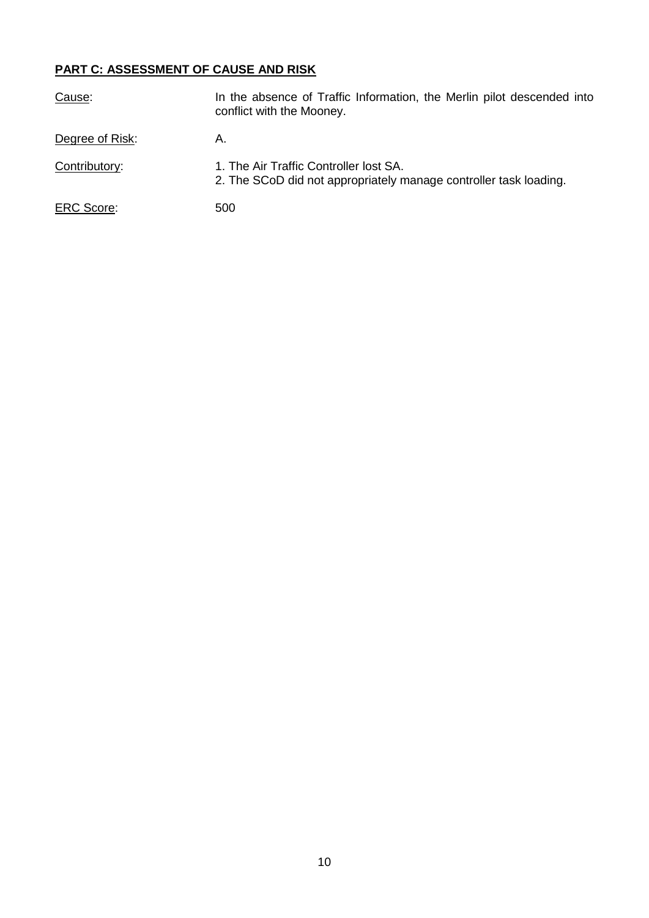**PART C: ASSESSMENT OF CAUSE AND RISK**

| | |
|---|---|
| Cause: | In the absence of Traffic Information, the Merlin pilot descended into conflict with the Mooney. |
| Degree of Risk: | A. |
| Contributory: | 1. The Air Traffic Controller lost SA.<br>2. The SCoD did not appropriately manage controller task loading. |
| ERC Score: | 500 |